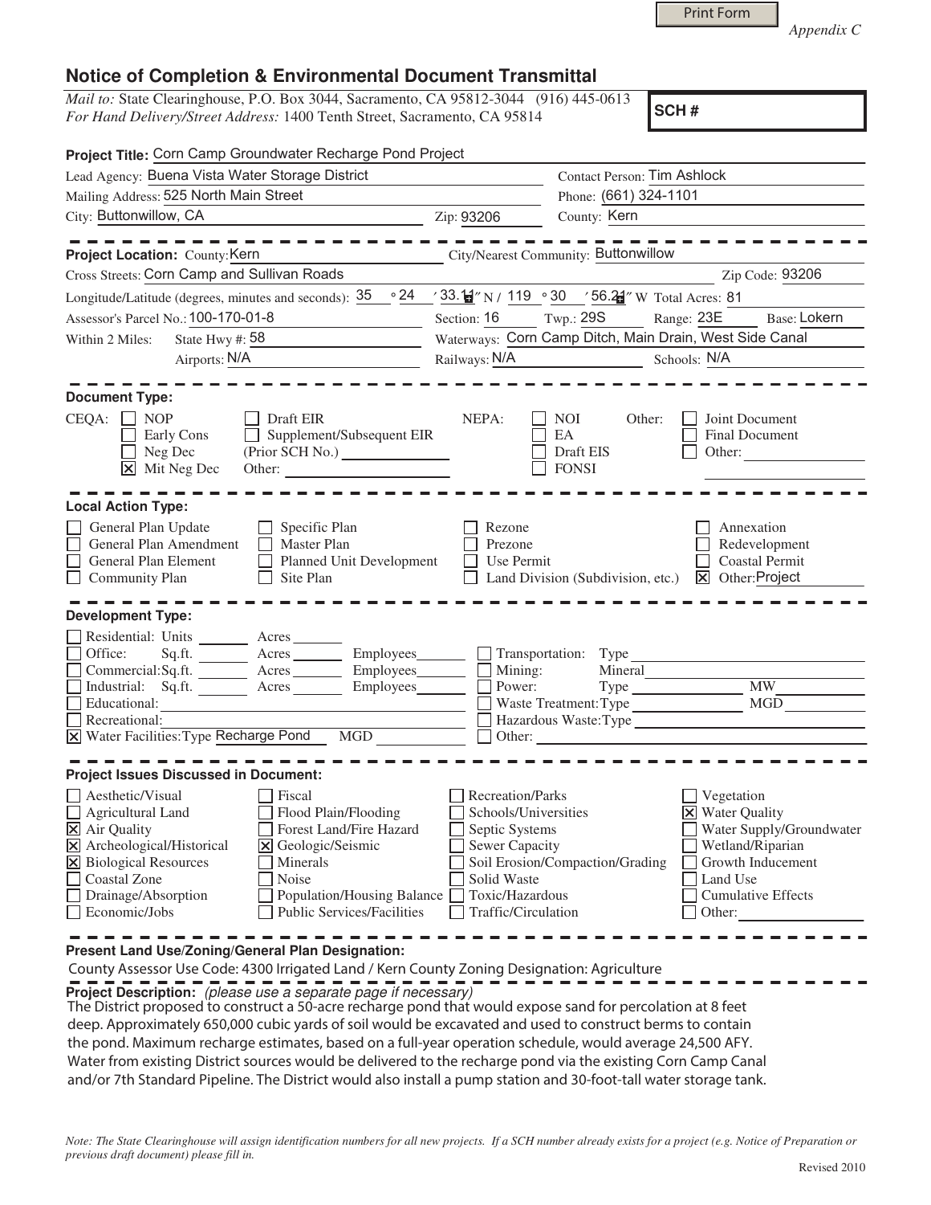Print Form

*Appendix C*

# Notice of Completion & Environmental Document Transmittal

*Mail to:* State Clearinghouse, P.O. Box 3044, Sacramento, CA 95812-3044 (916) 445-0613
*For Hand Delivery/Street Address:* 1400 Tenth Street, Sacramento, CA 95814

**SCH #**

**Project Title:** Corn Camp Groundwater Recharge Pond Project

Lead Agency: Buena Vista Water Storage District
Contact Person: Tim Ashlock
Mailing Address: 525 North Main Street
Phone: (661) 324-1101
City: Buttonwillow, CA
Zip: 93206
County: Kern

**Project Location:** County: Kern
City/Nearest Community: Buttonwillow
Cross Streets: Corn Camp and Sullivan Roads
Zip Code: 93206
Longitude/Latitude (degrees, minutes and seconds): 35 °24 ′33.11″ N / 119 °30 ′56.21″ W Total Acres: 81
Assessor's Parcel No.: 100-170-01-8
Section: 16 Twp.: 29S Range: 23E Base: Lokern
Within 2 Miles: State Hwy #: 58
Waterways: Corn Camp Ditch, Main Drain, West Side Canal
Airports: N/A
Railways: N/A
Schools: N/A

**Document Type:**

CEQA:
- [ ] NOP
- [ ] Early Cons
- [ ] Neg Dec
- [x] Mit Neg Dec
- [ ] Draft EIR
- [ ] Supplement/Subsequent EIR (Prior SCH No.) ______
- Other: ______

NEPA:
- [ ] NOI
- [ ] EA
- [ ] Draft EIS
- [ ] FONSI

Other:
- [ ] Joint Document
- [ ] Final Document
- [ ] Other: ______

**Local Action Type:**

- [ ] General Plan Update
- [ ] General Plan Amendment
- [ ] General Plan Element
- [ ] Community Plan
- [ ] Specific Plan
- [ ] Master Plan
- [ ] Planned Unit Development
- [ ] Site Plan
- [ ] Rezone
- [ ] Prezone
- [ ] Use Permit
- [ ] Land Division (Subdivision, etc.)
- [ ] Annexation
- [ ] Redevelopment
- [ ] Coastal Permit
- [x] Other: Project

**Development Type:**

- [ ] Residential: Units ______ Acres ______
- [ ] Office: Sq.ft. ______ Acres ______ Employees ______
- [ ] Commercial: Sq.ft. ______ Acres ______ Employees ______
- [ ] Industrial: Sq.ft. ______ Acres ______ Employees ______
- [ ] Educational: ______
- [ ] Recreational: ______
- [x] Water Facilities: Type Recharge Pond MGD ______
- [ ] Transportation: Type ______
- [ ] Mining: Mineral ______
- [ ] Power: Type ______ MW ______
- [ ] Waste Treatment: Type ______ MGD ______
- [ ] Hazardous Waste: Type ______
- [ ] Other: ______

**Project Issues Discussed in Document:**

- [ ] Aesthetic/Visual
- [ ] Agricultural Land
- [x] Air Quality
- [x] Archeological/Historical
- [x] Biological Resources
- [ ] Coastal Zone
- [ ] Drainage/Absorption
- [ ] Economic/Jobs
- [ ] Fiscal
- [ ] Flood Plain/Flooding
- [ ] Forest Land/Fire Hazard
- [x] Geologic/Seismic
- [ ] Minerals
- [ ] Noise
- [ ] Population/Housing Balance
- [ ] Public Services/Facilities
- [ ] Recreation/Parks
- [ ] Schools/Universities
- [ ] Septic Systems
- [ ] Sewer Capacity
- [ ] Soil Erosion/Compaction/Grading
- [ ] Solid Waste
- [ ] Toxic/Hazardous
- [ ] Traffic/Circulation
- [ ] Vegetation
- [x] Water Quality
- [ ] Water Supply/Groundwater
- [ ] Wetland/Riparian
- [ ] Growth Inducement
- [ ] Land Use
- [ ] Cumulative Effects
- [ ] Other: ______

**Present Land Use/Zoning/General Plan Designation:**

County Assessor Use Code: 4300 Irrigated Land / Kern County Zoning Designation: Agriculture

**Project Description:** *(please use a separate page if necessary)*

The District proposed to construct a 50-acre recharge pond that would expose sand for percolation at 8 feet deep. Approximately 650,000 cubic yards of soil would be excavated and used to construct berms to contain the pond. Maximum recharge estimates, based on a full-year operation schedule, would average 24,500 AFY. Water from existing District sources would be delivered to the recharge pond via the existing Corn Camp Canal and/or 7th Standard Pipeline. The District would also install a pump station and 30-foot-tall water storage tank.

*Note: The State Clearinghouse will assign identification numbers for all new projects. If a SCH number already exists for a project (e.g. Notice of Preparation or previous draft document) please fill in.*

Revised 2010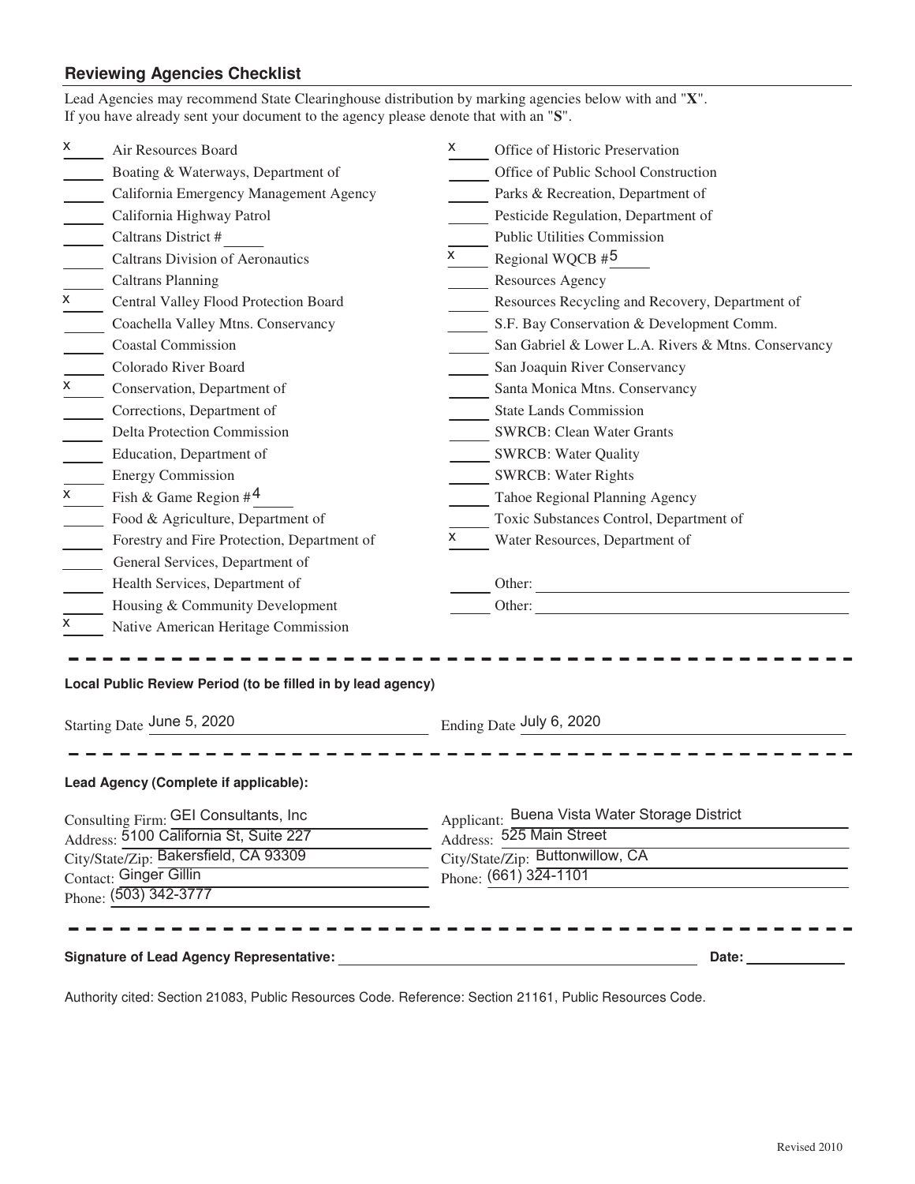## Reviewing Agencies Checklist

Lead Agencies may recommend State Clearinghouse distribution by marking agencies below with and "**X**".
If you have already sent your document to the agency please denote that with an "**S**".

| | | | |
|---|---|---|---|
| x | Air Resources Board | x | Office of Historic Preservation |
| | Boating & Waterways, Department of | | Office of Public School Construction |
| | California Emergency Management Agency | | Parks & Recreation, Department of |
| | California Highway Patrol | | Pesticide Regulation, Department of |
| | Caltrans District # ____ | | Public Utilities Commission |
| | Caltrans Division of Aeronautics | x | Regional WQCB # 5 |
| | Caltrans Planning | | Resources Agency |
| x | Central Valley Flood Protection Board | | Resources Recycling and Recovery, Department of |
| | Coachella Valley Mtns. Conservancy | | S.F. Bay Conservation & Development Comm. |
| | Coastal Commission | | San Gabriel & Lower L.A. Rivers & Mtns. Conservancy |
| | Colorado River Board | | San Joaquin River Conservancy |
| x | Conservation, Department of | | Santa Monica Mtns. Conservancy |
| | Corrections, Department of | | State Lands Commission |
| | Delta Protection Commission | | SWRCB: Clean Water Grants |
| | Education, Department of | | SWRCB: Water Quality |
| | Energy Commission | | SWRCB: Water Rights |
| x | Fish & Game Region # 4 | | Tahoe Regional Planning Agency |
| | Food & Agriculture, Department of | | Toxic Substances Control, Department of |
| | Forestry and Fire Protection, Department of | x | Water Resources, Department of |
| | General Services, Department of | | |
| | Health Services, Department of | | Other: |
| | Housing & Community Development | | Other: |
| x | Native American Heritage Commission | | |

---

**Local Public Review Period (to be filled in by lead agency)**

Starting Date June 5, 2020 | Ending Date July 6, 2020

---

**Lead Agency (Complete if applicable):**

Consulting Firm: GEI Consultants, Inc
Address: 5100 California St, Suite 227
City/State/Zip: Bakersfield, CA 93309
Contact: Ginger Gillin
Phone: (503) 342-3777

Applicant: Buena Vista Water Storage District
Address: 525 Main Street
City/State/Zip: Buttonwillow, CA
Phone: (661) 324-1101

---

**Signature of Lead Agency Representative:** ____________________ **Date:** ________

Authority cited: Section 21083, Public Resources Code. Reference: Section 21161, Public Resources Code.

Revised 2010